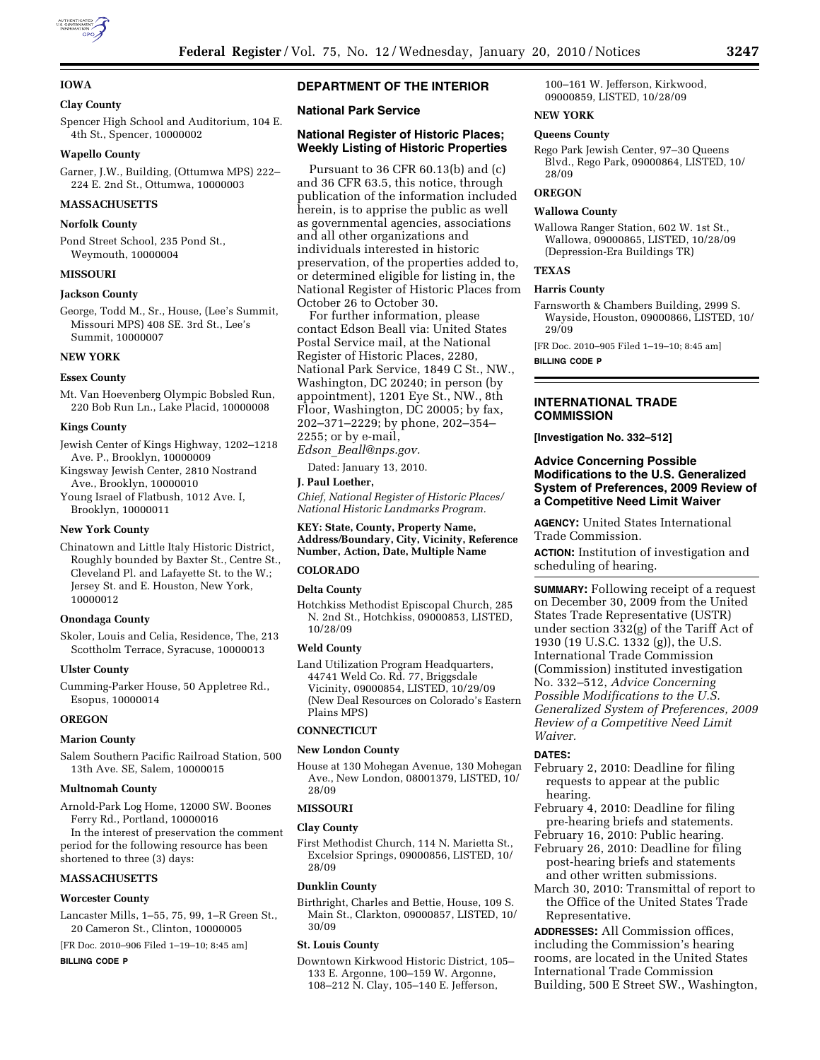## IOWA

### Clay County

Spencer High School and Auditorium, 104 E. 4th St., Spencer, 10000002

### Wapello County

Garner, J.W., Building, (Ottumwa MPS) 222–224 E. 2nd St., Ottumwa, 10000003

## MASSACHUSETTS

### Norfolk County

Pond Street School, 235 Pond St., Weymouth, 10000004

## MISSOURI

### Jackson County

George, Todd M., Sr., House, (Lee's Summit, Missouri MPS) 408 SE. 3rd St., Lee's Summit, 10000007

## NEW YORK

### Essex County

Mt. Van Hoevenberg Olympic Bobsled Run, 220 Bob Run Ln., Lake Placid, 10000008

### Kings County

Jewish Center of Kings Highway, 1202–1218 Ave. P., Brooklyn, 10000009

Kingsway Jewish Center, 2810 Nostrand Ave., Brooklyn, 10000010

Young Israel of Flatbush, 1012 Ave. I, Brooklyn, 10000011

### New York County

Chinatown and Little Italy Historic District, Roughly bounded by Baxter St., Centre St., Cleveland Pl. and Lafayette St. to the W.; Jersey St. and E. Houston, New York, 10000012

### Onondaga County

Skoler, Louis and Celia, Residence, The, 213 Scottholm Terrace, Syracuse, 10000013

### Ulster County

Cumming-Parker House, 50 Appletree Rd., Esopus, 10000014

## OREGON

### Marion County

Salem Southern Pacific Railroad Station, 500 13th Ave. SE, Salem, 10000015

### Multnomah County

Arnold-Park Log Home, 12000 SW. Boones Ferry Rd., Portland, 10000016

In the interest of preservation the comment period for the following resource has been shortened to three (3) days:

## MASSACHUSETTS

### Worcester County

Lancaster Mills, 1–55, 75, 99, 1–R Green St., 20 Cameron St., Clinton, 10000005

[FR Doc. 2010–906 Filed 1–19–10; 8:45 am]

**BILLING CODE P**

---

## DEPARTMENT OF THE INTERIOR

## National Park Service

## National Register of Historic Places; Weekly Listing of Historic Properties

Pursuant to 36 CFR 60.13(b) and (c) and 36 CFR 63.5, this notice, through publication of the information included herein, is to apprise the public as well as governmental agencies, associations and all other organizations and individuals interested in historic preservation, of the properties added to, or determined eligible for listing in, the National Register of Historic Places from October 26 to October 30.

For further information, please contact Edson Beall via: United States Postal Service mail, at the National Register of Historic Places, 2280, National Park Service, 1849 C St., NW., Washington, DC 20240; in person (by appointment), 1201 Eye St., NW., 8th Floor, Washington, DC 20005; by fax, 202–371–2229; by phone, 202–354–2255; or by e-mail, *Edson_Beall@nps.gov.*

Dated: January 13, 2010.

**J. Paul Loether,**

*Chief, National Register of Historic Places/National Historic Landmarks Program.*

**KEY: State, County, Property Name, Address/Boundary, City, Vicinity, Reference Number, Action, Date, Multiple Name**

## COLORADO

### Delta County

Hotchkiss Methodist Episcopal Church, 285 N. 2nd St., Hotchkiss, 09000853, LISTED, 10/28/09

### Weld County

Land Utilization Program Headquarters, 44741 Weld Co. Rd. 77, Briggsdale Vicinity, 09000854, LISTED, 10/29/09 (New Deal Resources on Colorado's Eastern Plains MPS)

## CONNECTICUT

### New London County

House at 130 Mohegan Avenue, 130 Mohegan Ave., New London, 08001379, LISTED, 10/28/09

## MISSOURI

### Clay County

First Methodist Church, 114 N. Marietta St., Excelsior Springs, 09000856, LISTED, 10/28/09

### Dunklin County

Birthright, Charles and Bettie, House, 109 S. Main St., Clarkton, 09000857, LISTED, 10/30/09

### St. Louis County

Downtown Kirkwood Historic District, 105–133 E. Argonne, 100–159 W. Argonne, 108–212 N. Clay, 105–140 E. Jefferson, 100–161 W. Jefferson, Kirkwood, 09000859, LISTED, 10/28/09

## NEW YORK

### Queens County

Rego Park Jewish Center, 97–30 Queens Blvd., Rego Park, 09000864, LISTED, 10/28/09

## OREGON

### Wallowa County

Wallowa Ranger Station, 602 W. 1st St., Wallowa, 09000865, LISTED, 10/28/09 (Depression-Era Buildings TR)

## TEXAS

### Harris County

Farnsworth & Chambers Building, 2999 S. Wayside, Houston, 09000866, LISTED, 10/29/09

[FR Doc. 2010–905 Filed 1–19–10; 8:45 am]

**BILLING CODE P**

---

## INTERNATIONAL TRADE COMMISSION

**[Investigation No. 332–512]**

## Advice Concerning Possible Modifications to the U.S. Generalized System of Preferences, 2009 Review of a Competitive Need Limit Waiver

**AGENCY:** United States International Trade Commission.

**ACTION:** Institution of investigation and scheduling of hearing.

**SUMMARY:** Following receipt of a request on December 30, 2009 from the United States Trade Representative (USTR) under section 332(g) of the Tariff Act of 1930 (19 U.S.C. 1332 (g)), the U.S. International Trade Commission (Commission) instituted investigation No. 332–512, *Advice Concerning Possible Modifications to the U.S. Generalized System of Preferences, 2009 Review of a Competitive Need Limit Waiver.*

**DATES:**

February 2, 2010: Deadline for filing requests to appear at the public hearing.

February 4, 2010: Deadline for filing pre-hearing briefs and statements.

February 16, 2010: Public hearing.

February 26, 2010: Deadline for filing post-hearing briefs and statements and other written submissions.

March 30, 2010: Transmittal of report to the Office of the United States Trade Representative.

**ADDRESSES:** All Commission offices, including the Commission's hearing rooms, are located in the United States International Trade Commission Building, 500 E Street SW., Washington,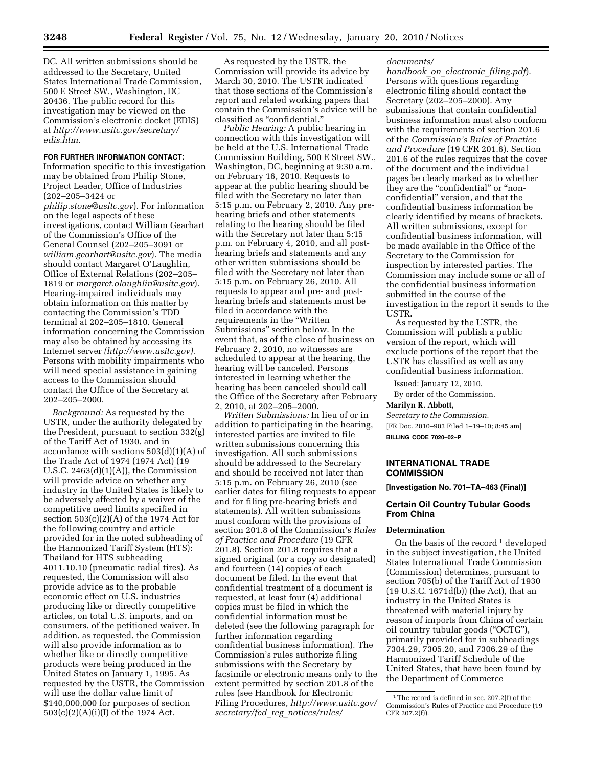DC. All written submissions should be addressed to the Secretary, United States International Trade Commission, 500 E Street SW., Washington, DC 20436. The public record for this investigation may be viewed on the Commission's electronic docket (EDIS) at *http://www.usitc.gov/secretary/edis.htm.*

**FOR FURTHER INFORMATION CONTACT:** Information specific to this investigation may be obtained from Philip Stone, Project Leader, Office of Industries (202–205–3424 or *philip.stone@usitc.gov*). For information on the legal aspects of these investigations, contact William Gearhart of the Commission's Office of the General Counsel (202–205–3091 or *william.gearhart@usitc.gov*). The media should contact Margaret O'Laughlin, Office of External Relations (202–205–1819 or *margaret.olaughlin@usitc.gov*). Hearing-impaired individuals may obtain information on this matter by contacting the Commission's TDD terminal at 202–205–1810. General information concerning the Commission may also be obtained by accessing its Internet server *(http://www.usitc.gov).* Persons with mobility impairments who will need special assistance in gaining access to the Commission should contact the Office of the Secretary at 202–205–2000.

*Background:* As requested by the USTR, under the authority delegated by the President, pursuant to section 332(g) of the Tariff Act of 1930, and in accordance with sections 503(d)(1)(A) of the Trade Act of 1974 (1974 Act) (19 U.S.C. 2463(d)(1)(A)), the Commission will provide advice on whether any industry in the United States is likely to be adversely affected by a waiver of the competitive need limits specified in section 503(c)(2)(A) of the 1974 Act for the following country and article provided for in the noted subheading of the Harmonized Tariff System (HTS): Thailand for HTS subheading 4011.10.10 (pneumatic radial tires). As requested, the Commission will also provide advice as to the probable economic effect on U.S. industries producing like or directly competitive articles, on total U.S. imports, and on consumers, of the petitioned waiver. In addition, as requested, the Commission will also provide information as to whether like or directly competitive products were being produced in the United States on January 1, 1995. As requested by the USTR, the Commission will use the dollar value limit of $140,000,000 for purposes of section 503(c)(2)(A)(i)(I) of the 1974 Act.

As requested by the USTR, the Commission will provide its advice by March 30, 2010. The USTR indicated that those sections of the Commission's report and related working papers that contain the Commission's advice will be classified as "confidential."

*Public Hearing:* A public hearing in connection with this investigation will be held at the U.S. International Trade Commission Building, 500 E Street SW., Washington, DC, beginning at 9:30 a.m. on February 16, 2010. Requests to appear at the public hearing should be filed with the Secretary no later than 5:15 p.m. on February 2, 2010. Any pre-hearing briefs and other statements relating to the hearing should be filed with the Secretary not later than 5:15 p.m. on February 4, 2010, and all post-hearing briefs and statements and any other written submissions should be filed with the Secretary not later than 5:15 p.m. on February 26, 2010. All requests to appear and pre- and post-hearing briefs and statements must be filed in accordance with the requirements in the "Written Submissions" section below. In the event that, as of the close of business on February 2, 2010, no witnesses are scheduled to appear at the hearing, the hearing will be canceled. Persons interested in learning whether the hearing has been canceled should call the Office of the Secretary after February 2, 2010, at 202–205–2000.

*Written Submissions:* In lieu of or in addition to participating in the hearing, interested parties are invited to file written submissions concerning this investigation. All such submissions should be addressed to the Secretary and should be received not later than 5:15 p.m. on February 26, 2010 (see earlier dates for filing requests to appear and for filing pre-hearing briefs and statements). All written submissions must conform with the provisions of section 201.8 of the Commission's *Rules of Practice and Procedure* (19 CFR 201.8). Section 201.8 requires that a signed original (or a copy so designated) and fourteen (14) copies of each document be filed. In the event that confidential treatment of a document is requested, at least four (4) additional copies must be filed in which the confidential information must be deleted (see the following paragraph for further information regarding confidential business information). The Commission's rules authorize filing submissions with the Secretary by facsimile or electronic means only to the extent permitted by section 201.8 of the rules (see Handbook for Electronic Filing Procedures, *http://www.usitc.gov/secretary/fed_reg_notices/rules/documents/handbook_on_electronic_filing.pdf*). Persons with questions regarding electronic filing should contact the Secretary (202–205–2000). Any submissions that contain confidential business information must also conform with the requirements of section 201.6 of the *Commission's Rules of Practice and Procedure* (19 CFR 201.6). Section 201.6 of the rules requires that the cover of the document and the individual pages be clearly marked as to whether they are the "confidential" or "non-confidential" version, and that the confidential business information be clearly identified by means of brackets. All written submissions, except for confidential business information, will be made available in the Office of the Secretary to the Commission for inspection by interested parties. The Commission may include some or all of the confidential business information submitted in the course of the investigation in the report it sends to the USTR.

As requested by the USTR, the Commission will publish a public version of the report, which will exclude portions of the report that the USTR has classified as well as any confidential business information.

Issued: January 12, 2010.

By order of the Commission.

**Marilyn R. Abbott,**

*Secretary to the Commission.*

[FR Doc. 2010–903 Filed 1–19–10; 8:45 am]

**BILLING CODE 7020–02–P**

---

## INTERNATIONAL TRADE COMMISSION

**[Investigation No. 701–TA–463 (Final)]**

### Certain Oil Country Tubular Goods From China

#### Determination

On the basis of the record [1] developed in the subject investigation, the United States International Trade Commission (Commission) determines, pursuant to section 705(b) of the Tariff Act of 1930 (19 U.S.C. 1671d(b)) (the Act), that an industry in the United States is threatened with material injury by reason of imports from China of certain oil country tubular goods ("OCTG"), primarily provided for in subheadings 7304.29, 7305.20, and 7306.29 of the Harmonized Tariff Schedule of the United States, that have been found by the Department of Commerce

[1] The record is defined in sec. 207.2(f) of the Commission's Rules of Practice and Procedure (19 CFR 207.2(f)).